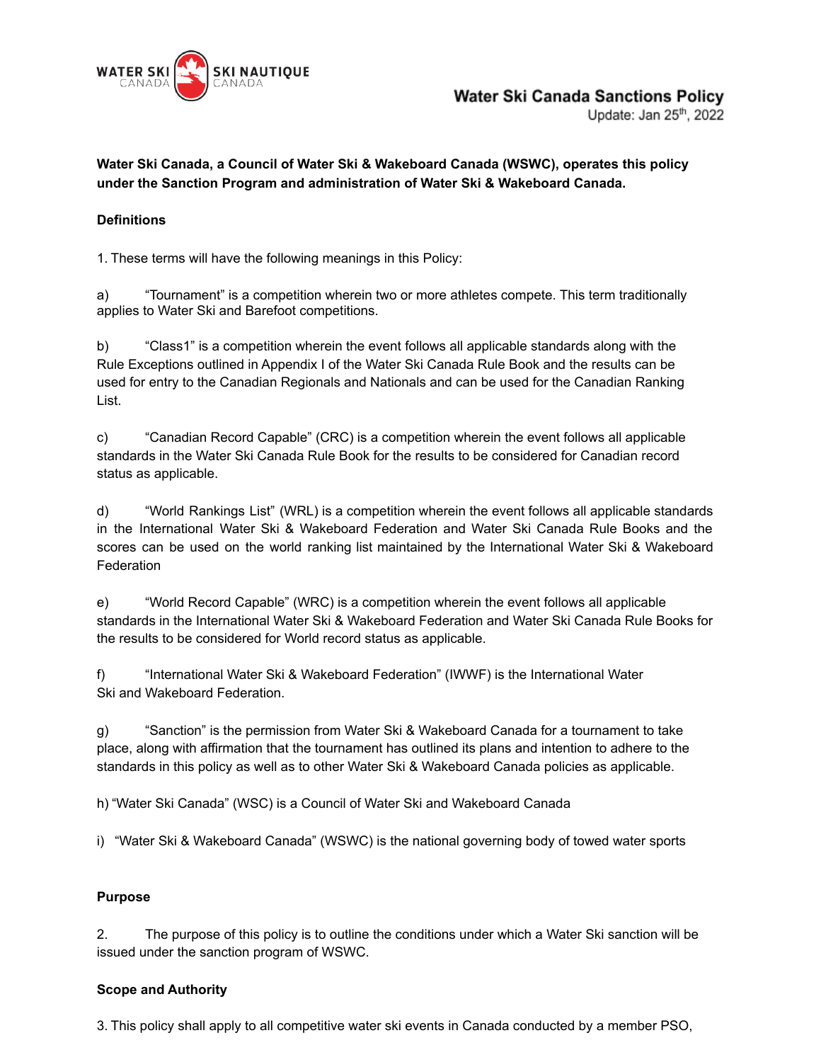# Water Ski Canada Sanctions Policy

Update: Jan 25th, 2022

**Water Ski Canada, a Council of Water Ski & Wakeboard Canada (WSWC), operates this policy under the Sanction Program and administration of Water Ski & Wakeboard Canada.**

**Definitions**

1. These terms will have the following meanings in this Policy:

a) "Tournament" is a competition wherein two or more athletes compete. This term traditionally applies to Water Ski and Barefoot competitions.

b) "Class1" is a competition wherein the event follows all applicable standards along with the Rule Exceptions outlined in Appendix I of the Water Ski Canada Rule Book and the results can be used for entry to the Canadian Regionals and Nationals and can be used for the Canadian Ranking List.

c) "Canadian Record Capable" (CRC) is a competition wherein the event follows all applicable standards in the Water Ski Canada Rule Book for the results to be considered for Canadian record status as applicable.

d) "World Rankings List" (WRL) is a competition wherein the event follows all applicable standards in the International Water Ski & Wakeboard Federation and Water Ski Canada Rule Books and the scores can be used on the world ranking list maintained by the International Water Ski & Wakeboard Federation

e) "World Record Capable" (WRC) is a competition wherein the event follows all applicable standards in the International Water Ski & Wakeboard Federation and Water Ski Canada Rule Books for the results to be considered for World record status as applicable.

f) "International Water Ski & Wakeboard Federation" (IWWF) is the International Water Ski and Wakeboard Federation.

g) "Sanction" is the permission from Water Ski & Wakeboard Canada for a tournament to take place, along with affirmation that the tournament has outlined its plans and intention to adhere to the standards in this policy as well as to other Water Ski & Wakeboard Canada policies as applicable.

h) "Water Ski Canada" (WSC) is a Council of Water Ski and Wakeboard Canada

i) "Water Ski & Wakeboard Canada" (WSWC) is the national governing body of towed water sports

**Purpose**

2. The purpose of this policy is to outline the conditions under which a Water Ski sanction will be issued under the sanction program of WSWC.

**Scope and Authority**

3. This policy shall apply to all competitive water ski events in Canada conducted by a member PSO,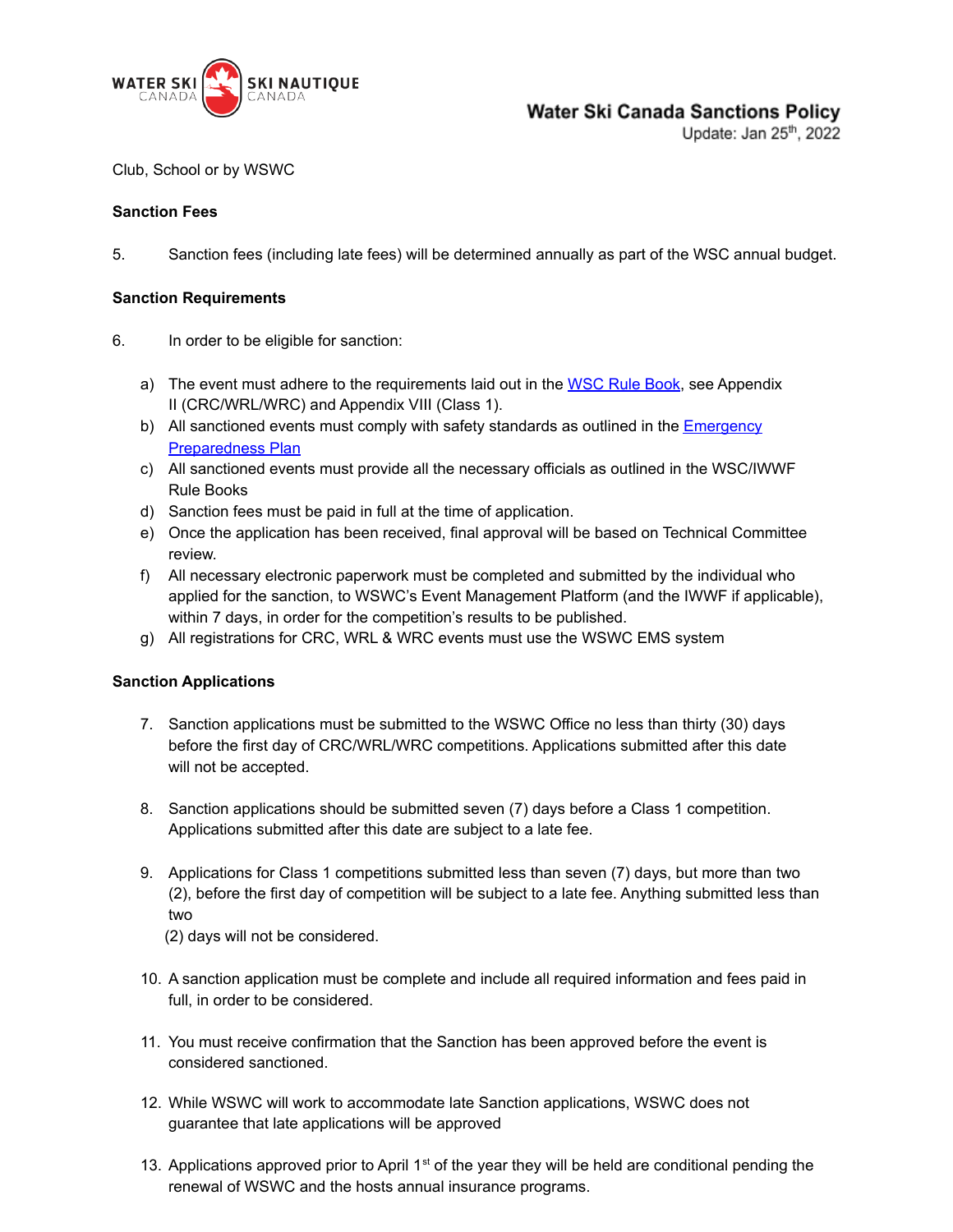Club, School or by WSWC

**Sanction Fees**

5. Sanction fees (including late fees) will be determined annually as part of the WSC annual budget.

**Sanction Requirements**

6. In order to be eligible for sanction:

   a) The event must adhere to the requirements laid out in the WSC Rule Book, see Appendix II (CRC/WRL/WRC) and Appendix VIII (Class 1).
   b) All sanctioned events must comply with safety standards as outlined in the Emergency Preparedness Plan
   c) All sanctioned events must provide all the necessary officials as outlined in the WSC/IWWF Rule Books
   d) Sanction fees must be paid in full at the time of application.
   e) Once the application has been received, final approval will be based on Technical Committee review.
   f) All necessary electronic paperwork must be completed and submitted by the individual who applied for the sanction, to WSWC's Event Management Platform (and the IWWF if applicable), within 7 days, in order for the competition's results to be published.
   g) All registrations for CRC, WRL & WRC events must use the WSWC EMS system

**Sanction Applications**

7. Sanction applications must be submitted to the WSWC Office no less than thirty (30) days before the first day of CRC/WRL/WRC competitions. Applications submitted after this date will not be accepted.

8. Sanction applications should be submitted seven (7) days before a Class 1 competition. Applications submitted after this date are subject to a late fee.

9. Applications for Class 1 competitions submitted less than seven (7) days, but more than two (2), before the first day of competition will be subject to a late fee. Anything submitted less than two (2) days will not be considered.

10. A sanction application must be complete and include all required information and fees paid in full, in order to be considered.

11. You must receive confirmation that the Sanction has been approved before the event is considered sanctioned.

12. While WSWC will work to accommodate late Sanction applications, WSWC does not guarantee that late applications will be approved

13. Applications approved prior to April 1st of the year they will be held are conditional pending the renewal of WSWC and the hosts annual insurance programs.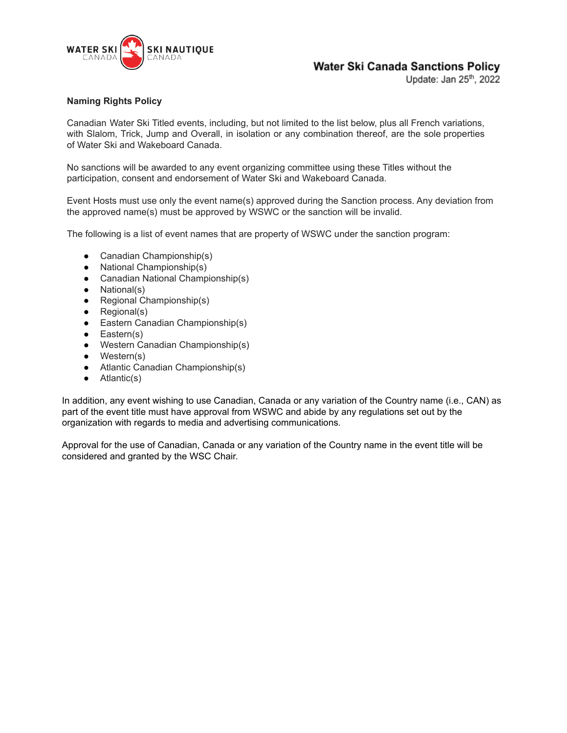**Naming Rights Policy**

Canadian Water Ski Titled events, including, but not limited to the list below, plus all French variations, with Slalom, Trick, Jump and Overall, in isolation or any combination thereof, are the sole properties of Water Ski and Wakeboard Canada.

No sanctions will be awarded to any event organizing committee using these Titles without the participation, consent and endorsement of Water Ski and Wakeboard Canada.

Event Hosts must use only the event name(s) approved during the Sanction process. Any deviation from the approved name(s) must be approved by WSWC or the sanction will be invalid.

The following is a list of event names that are property of WSWC under the sanction program:

- Canadian Championship(s)
- National Championship(s)
- Canadian National Championship(s)
- National(s)
- Regional Championship(s)
- Regional(s)
- Eastern Canadian Championship(s)
- Eastern(s)
- Western Canadian Championship(s)
- Western(s)
- Atlantic Canadian Championship(s)
- Atlantic(s)

In addition, any event wishing to use Canadian, Canada or any variation of the Country name (i.e., CAN) as part of the event title must have approval from WSWC and abide by any regulations set out by the organization with regards to media and advertising communications.

Approval for the use of Canadian, Canada or any variation of the Country name in the event title will be considered and granted by the WSC Chair.